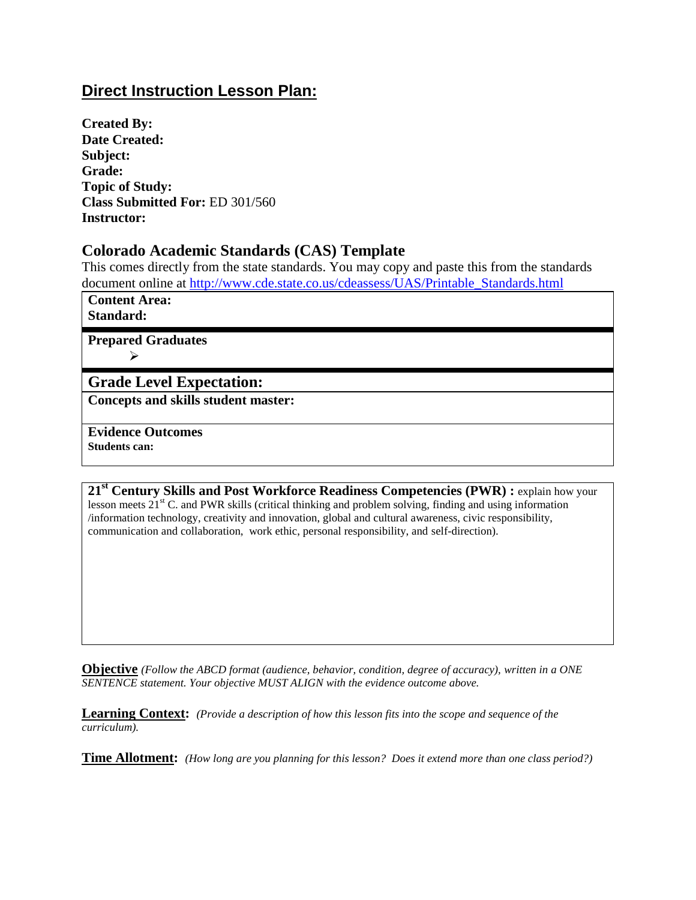## **Direct Instruction Lesson Plan:**

**Created By:**
**Date Created:**
**Subject:**
**Grade:**
**Topic of Study:**
**Class Submitted For:** ED 301/560
**Instructor:**

### Colorado Academic Standards (CAS) Template

This comes directly from the state standards. You may copy and paste this from the standards document online at http://www.cde.state.co.us/cdeassess/UAS/Printable_Standards.html

**Content Area:**
**Standard:**

**Prepared Graduates**

- 

**Grade Level Expectation:**

**Concepts and skills student master:**

**Evidence Outcomes**
**Students can:**

**21st Century Skills and Post Workforce Readiness Competencies (PWR) :** explain how your lesson meets 21st C. and PWR skills (critical thinking and problem solving, finding and using information /information technology, creativity and innovation, global and cultural awareness, civic responsibility, communication and collaboration, work ethic, personal responsibility, and self-direction).

**Objective** *(Follow the ABCD format (audience, behavior, condition, degree of accuracy), written in a ONE SENTENCE statement. Your objective MUST ALIGN with the evidence outcome above.*

**Learning Context:** *(Provide a description of how this lesson fits into the scope and sequence of the curriculum).*

**Time Allotment:** *(How long are you planning for this lesson? Does it extend more than one class period?)*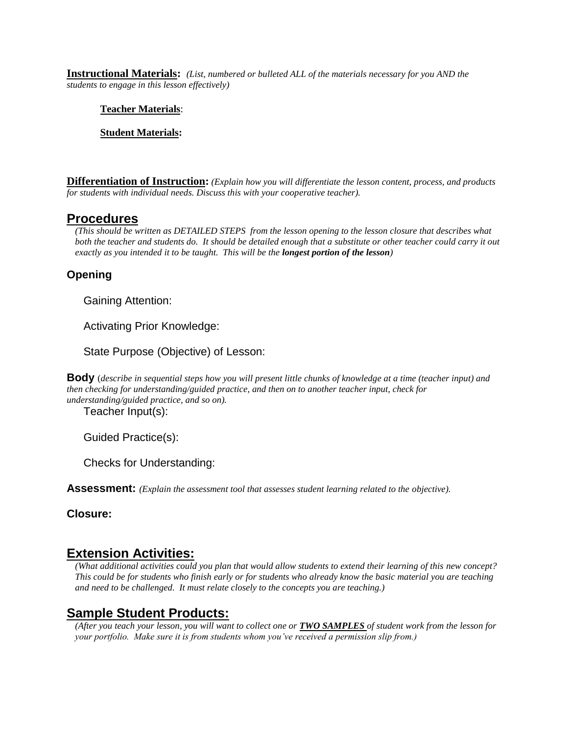**Instructional Materials:** *(List, numbered or bulleted ALL of the materials necessary for you AND the students to engage in this lesson effectively)*

**Teacher Materials**:

**Student Materials:**

**Differentiation of Instruction:** *(Explain how you will differentiate the lesson content, process, and products for students with individual needs. Discuss this with your cooperative teacher).*

## Procedures

*(This should be written as DETAILED STEPS from the lesson opening to the lesson closure that describes what both the teacher and students do. It should be detailed enough that a substitute or other teacher could carry it out exactly as you intended it to be taught. This will be the* ***longest portion of the lesson****)*

### Opening

Gaining Attention:

Activating Prior Knowledge:

State Purpose (Objective) of Lesson:

**Body** (*describe in sequential steps how you will present little chunks of knowledge at a time (teacher input) and then checking for understanding/guided practice, and then on to another teacher input, check for understanding/guided practice, and so on).*

Teacher Input(s):

Guided Practice(s):

Checks for Understanding:

**Assessment:** *(Explain the assessment tool that assesses student learning related to the objective).*

**Closure:**

## Extension Activities:

*(What additional activities could you plan that would allow students to extend their learning of this new concept? This could be for students who finish early or for students who already know the basic material you are teaching and need to be challenged. It must relate closely to the concepts you are teaching.)*

## Sample Student Products:

*(After you teach your lesson, you will want to collect one or* ***TWO SAMPLES*** *of student work from the lesson for your portfolio. Make sure it is from students whom you've received a permission slip from.)*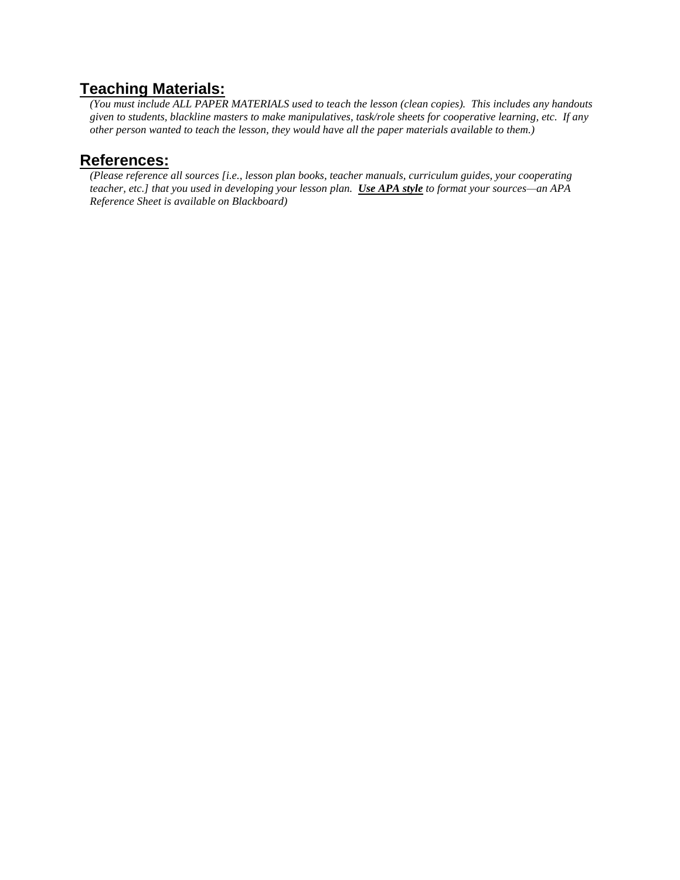## Teaching Materials:

*(You must include ALL PAPER MATERIALS used to teach the lesson (clean copies). This includes any handouts given to students, blackline masters to make manipulatives, task/role sheets for cooperative learning, etc. If any other person wanted to teach the lesson, they would have all the paper materials available to them.)*

## References:

*(Please reference all sources [i.e., lesson plan books, teacher manuals, curriculum guides, your cooperating teacher, etc.] that you used in developing your lesson plan.* ***Use APA style*** *to format your sources—an APA Reference Sheet is available on Blackboard)*